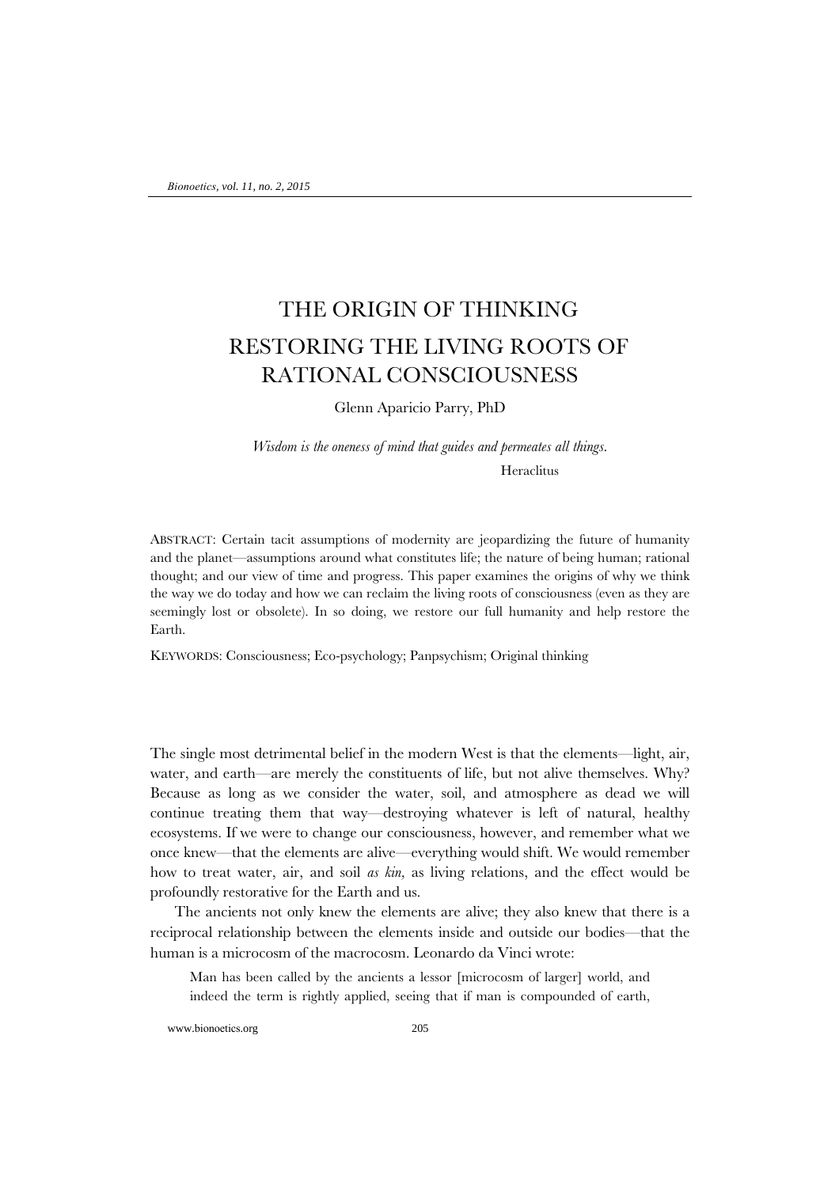# THE ORIGIN OF THINKING

## RESTORING THE LIVING ROOTS OF RATIONAL CONSCIOUSNESS

Glenn Aparicio Parry, PhD

*Wisdom is the oneness of mind that guides and permeates all things.*

Heraclitus

ABSTRACT: Certain tacit assumptions of modernity are jeopardizing the future of humanity and the planet—assumptions around what constitutes life; the nature of being human; rational thought; and our view of time and progress. This paper examines the origins of why we think the way we do today and how we can reclaim the living roots of consciousness (even as they are seemingly lost or obsolete). In so doing, we restore our full humanity and help restore the Earth.

KEYWORDS: Consciousness; Eco-psychology; Panpsychism; Original thinking

The single most detrimental belief in the modern West is that the elements—light, air, water, and earth—are merely the constituents of life, but not alive themselves. Why? Because as long as we consider the water, soil, and atmosphere as dead we will continue treating them that way—destroying whatever is left of natural, healthy ecosystems. If we were to change our consciousness, however, and remember what we once knew—that the elements are alive—everything would shift. We would remember how to treat water, air, and soil *as kin*, as living relations, and the effect would be profoundly restorative for the Earth and us.

The ancients not only knew the elements are alive; they also knew that there is a reciprocal relationship between the elements inside and outside our bodies—that the human is a microcosm of the macrocosm. Leonardo da Vinci wrote:

> Man has been called by the ancients a lessor [microcosm of larger] world, and indeed the term is rightly applied, seeing that if man is compounded of earth,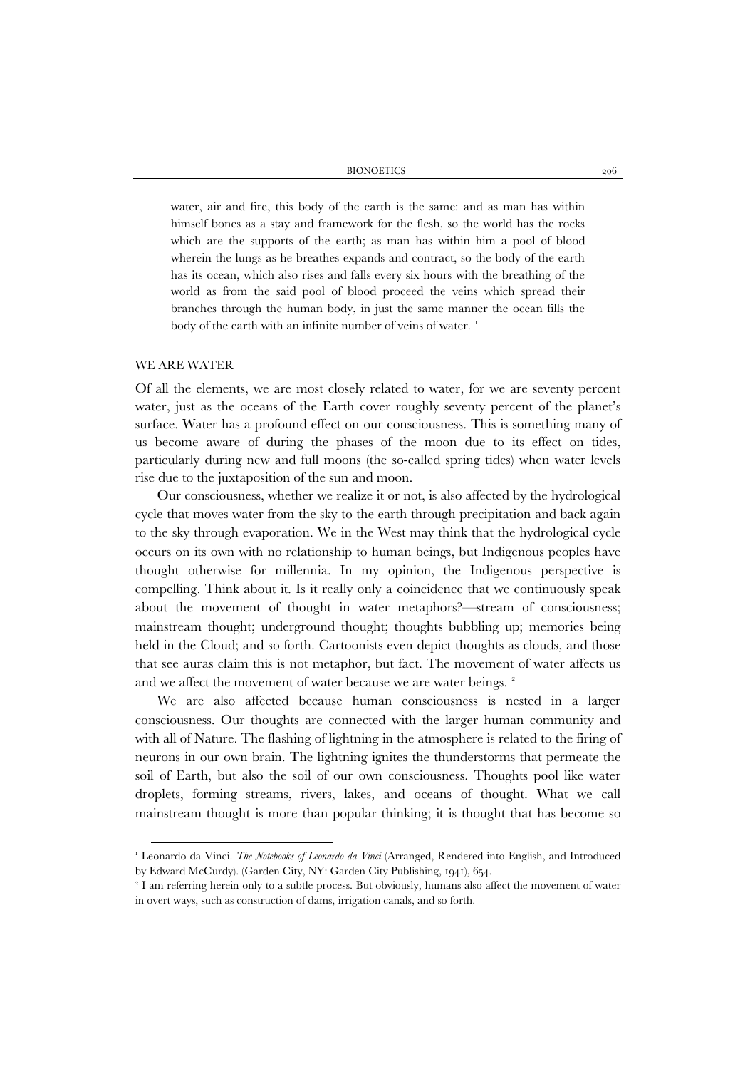> water, air and fire, this body of the earth is the same: and as man has within himself bones as a stay and framework for the flesh, so the world has the rocks which are the supports of the earth; as man has within him a pool of blood wherein the lungs as he breathes expands and contract, so the body of the earth has its ocean, which also rises and falls every six hours with the breathing of the world as from the said pool of blood proceed the veins which spread their branches through the human body, in just the same manner the ocean fills the body of the earth with an infinite number of veins of water. [1]

## WE ARE WATER

Of all the elements, we are most closely related to water, for we are seventy percent water, just as the oceans of the Earth cover roughly seventy percent of the planet's surface. Water has a profound effect on our consciousness. This is something many of us become aware of during the phases of the moon due to its effect on tides, particularly during new and full moons (the so-called spring tides) when water levels rise due to the juxtaposition of the sun and moon.

Our consciousness, whether we realize it or not, is also affected by the hydrological cycle that moves water from the sky to the earth through precipitation and back again to the sky through evaporation. We in the West may think that the hydrological cycle occurs on its own with no relationship to human beings, but Indigenous peoples have thought otherwise for millennia. In my opinion, the Indigenous perspective is compelling. Think about it. Is it really only a coincidence that we continuously speak about the movement of thought in water metaphors?—stream of consciousness; mainstream thought; underground thought; thoughts bubbling up; memories being held in the Cloud; and so forth. Cartoonists even depict thoughts as clouds, and those that see auras claim this is not metaphor, but fact. The movement of water affects us and we affect the movement of water because we are water beings. [2]

We are also affected because human consciousness is nested in a larger consciousness. Our thoughts are connected with the larger human community and with all of Nature. The flashing of lightning in the atmosphere is related to the firing of neurons in our own brain. The lightning ignites the thunderstorms that permeate the soil of Earth, but also the soil of our own consciousness. Thoughts pool like water droplets, forming streams, rivers, lakes, and oceans of thought. What we call mainstream thought is more than popular thinking; it is thought that has become so

---

[1] Leonardo da Vinci. *The Notebooks of Leonardo da Vinci* (Arranged, Rendered into English, and Introduced by Edward McCurdy). (Garden City, NY: Garden City Publishing, 1941), 654.

[2] I am referring herein only to a subtle process. But obviously, humans also affect the movement of water in overt ways, such as construction of dams, irrigation canals, and so forth.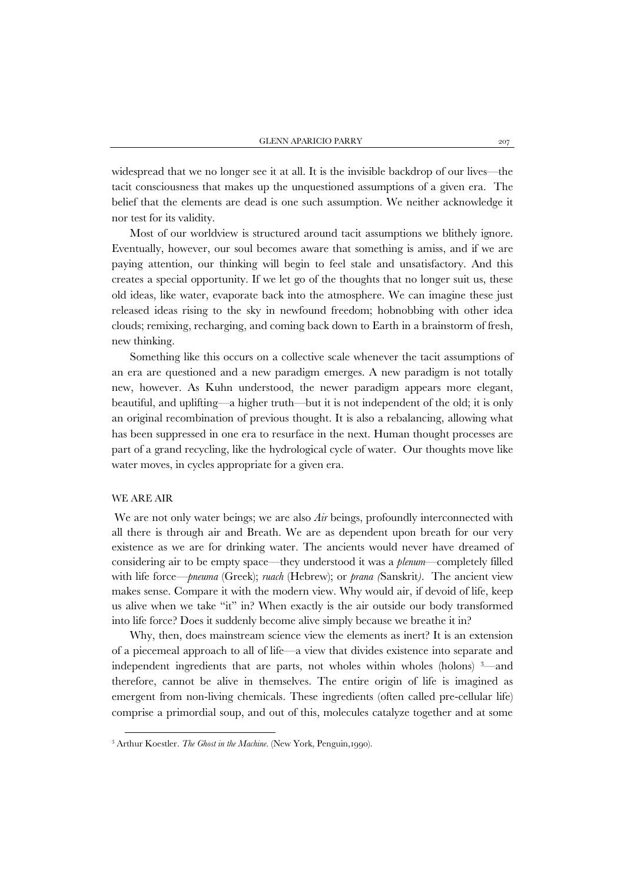widespread that we no longer see it at all. It is the invisible backdrop of our lives—the tacit consciousness that makes up the unquestioned assumptions of a given era. The belief that the elements are dead is one such assumption. We neither acknowledge it nor test for its validity.

Most of our worldview is structured around tacit assumptions we blithely ignore. Eventually, however, our soul becomes aware that something is amiss, and if we are paying attention, our thinking will begin to feel stale and unsatisfactory. And this creates a special opportunity. If we let go of the thoughts that no longer suit us, these old ideas, like water, evaporate back into the atmosphere. We can imagine these just released ideas rising to the sky in newfound freedom; hobnobbing with other idea clouds; remixing, recharging, and coming back down to Earth in a brainstorm of fresh, new thinking.

Something like this occurs on a collective scale whenever the tacit assumptions of an era are questioned and a new paradigm emerges. A new paradigm is not totally new, however. As Kuhn understood, the newer paradigm appears more elegant, beautiful, and uplifting—a higher truth—but it is not independent of the old; it is only an original recombination of previous thought. It is also a rebalancing, allowing what has been suppressed in one era to resurface in the next. Human thought processes are part of a grand recycling, like the hydrological cycle of water. Our thoughts move like water moves, in cycles appropriate for a given era.

## WE ARE AIR

We are not only water beings; we are also *Air* beings, profoundly interconnected with all there is through air and Breath. We are as dependent upon breath for our very existence as we are for drinking water. The ancients would never have dreamed of considering air to be empty space—they understood it was a *plenum*—completely filled with life force—*pneuma* (Greek); *ruach* (Hebrew); or *prana (*Sanskrit*)*. The ancient view makes sense. Compare it with the modern view. Why would air, if devoid of life, keep us alive when we take "it" in? When exactly is the air outside our body transformed into life force? Does it suddenly become alive simply because we breathe it in?

Why, then, does mainstream science view the elements as inert? It is an extension of a piecemeal approach to all of life—a view that divides existence into separate and independent ingredients that are parts, not wholes within wholes (holons) [3]—and therefore, cannot be alive in themselves. The entire origin of life is imagined as emergent from non-living chemicals. These ingredients (often called pre-cellular life) comprise a primordial soup, and out of this, molecules catalyze together and at some

[3] Arthur Koestler. *The Ghost in the Machine*. (New York, Penguin,1990).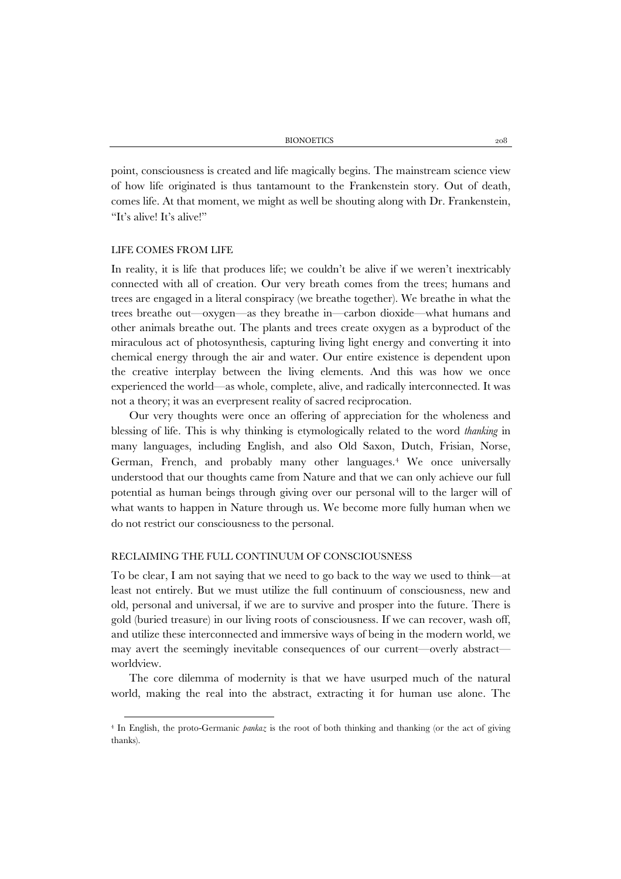point, consciousness is created and life magically begins. The mainstream science view of how life originated is thus tantamount to the Frankenstein story. Out of death, comes life. At that moment, we might as well be shouting along with Dr. Frankenstein, "It's alive! It's alive!"

## LIFE COMES FROM LIFE

In reality, it is life that produces life; we couldn't be alive if we weren't inextricably connected with all of creation. Our very breath comes from the trees; humans and trees are engaged in a literal conspiracy (we breathe together). We breathe in what the trees breathe out—oxygen—as they breathe in—carbon dioxide—what humans and other animals breathe out. The plants and trees create oxygen as a byproduct of the miraculous act of photosynthesis, capturing living light energy and converting it into chemical energy through the air and water. Our entire existence is dependent upon the creative interplay between the living elements. And this was how we once experienced the world—as whole, complete, alive, and radically interconnected. It was not a theory; it was an everpresent reality of sacred reciprocation.

Our very thoughts were once an offering of appreciation for the wholeness and blessing of life. This is why thinking is etymologically related to the word *thanking* in many languages, including English, and also Old Saxon, Dutch, Frisian, Norse, German, French, and probably many other languages.[4] We once universally understood that our thoughts came from Nature and that we can only achieve our full potential as human beings through giving over our personal will to the larger will of what wants to happen in Nature through us. We become more fully human when we do not restrict our consciousness to the personal.

## RECLAIMING THE FULL CONTINUUM OF CONSCIOUSNESS

To be clear, I am not saying that we need to go back to the way we used to think—at least not entirely. But we must utilize the full continuum of consciousness, new and old, personal and universal, if we are to survive and prosper into the future. There is gold (buried treasure) in our living roots of consciousness. If we can recover, wash off, and utilize these interconnected and immersive ways of being in the modern world, we may avert the seemingly inevitable consequences of our current—overly abstract—worldview.

The core dilemma of modernity is that we have usurped much of the natural world, making the real into the abstract, extracting it for human use alone. The

---

[4] In English, the proto-Germanic *þankaz* is the root of both thinking and thanking (or the act of giving thanks).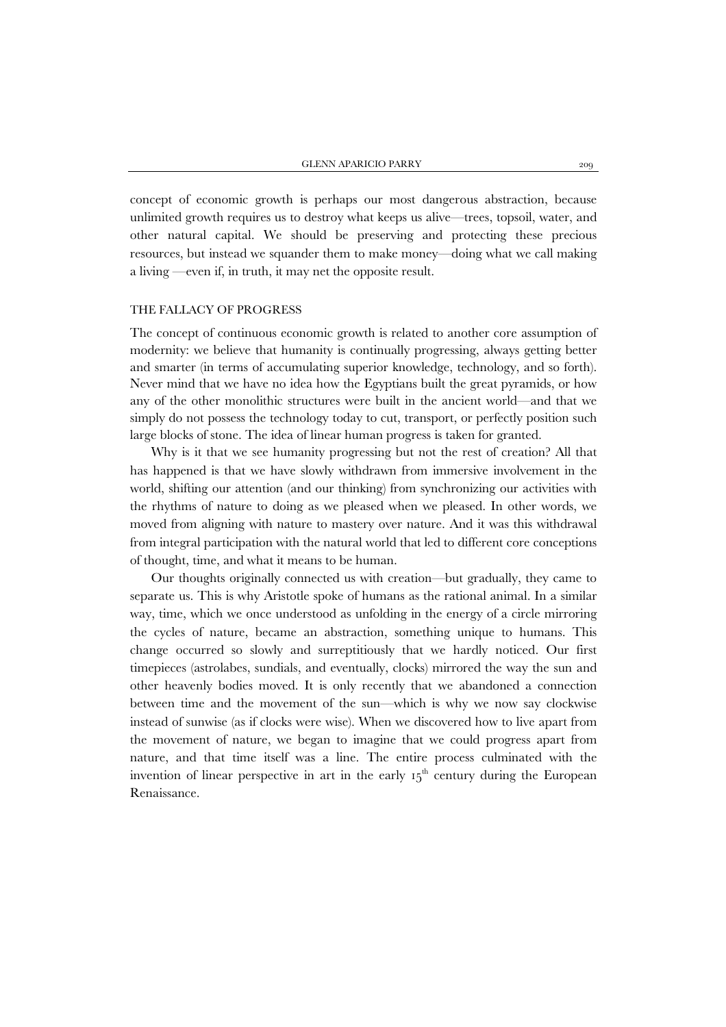concept of economic growth is perhaps our most dangerous abstraction, because unlimited growth requires us to destroy what keeps us alive—trees, topsoil, water, and other natural capital. We should be preserving and protecting these precious resources, but instead we squander them to make money—doing what we call making a living —even if, in truth, it may net the opposite result.

## THE FALLACY OF PROGRESS

The concept of continuous economic growth is related to another core assumption of modernity: we believe that humanity is continually progressing, always getting better and smarter (in terms of accumulating superior knowledge, technology, and so forth). Never mind that we have no idea how the Egyptians built the great pyramids, or how any of the other monolithic structures were built in the ancient world—and that we simply do not possess the technology today to cut, transport, or perfectly position such large blocks of stone. The idea of linear human progress is taken for granted.

Why is it that we see humanity progressing but not the rest of creation? All that has happened is that we have slowly withdrawn from immersive involvement in the world, shifting our attention (and our thinking) from synchronizing our activities with the rhythms of nature to doing as we pleased when we pleased. In other words, we moved from aligning with nature to mastery over nature. And it was this withdrawal from integral participation with the natural world that led to different core conceptions of thought, time, and what it means to be human.

Our thoughts originally connected us with creation—but gradually, they came to separate us. This is why Aristotle spoke of humans as the rational animal. In a similar way, time, which we once understood as unfolding in the energy of a circle mirroring the cycles of nature, became an abstraction, something unique to humans. This change occurred so slowly and surreptitiously that we hardly noticed. Our first timepieces (astrolabes, sundials, and eventually, clocks) mirrored the way the sun and other heavenly bodies moved. It is only recently that we abandoned a connection between time and the movement of the sun—which is why we now say clockwise instead of sunwise (as if clocks were wise). When we discovered how to live apart from the movement of nature, we began to imagine that we could progress apart from nature, and that time itself was a line. The entire process culminated with the invention of linear perspective in art in the early 15th century during the European Renaissance.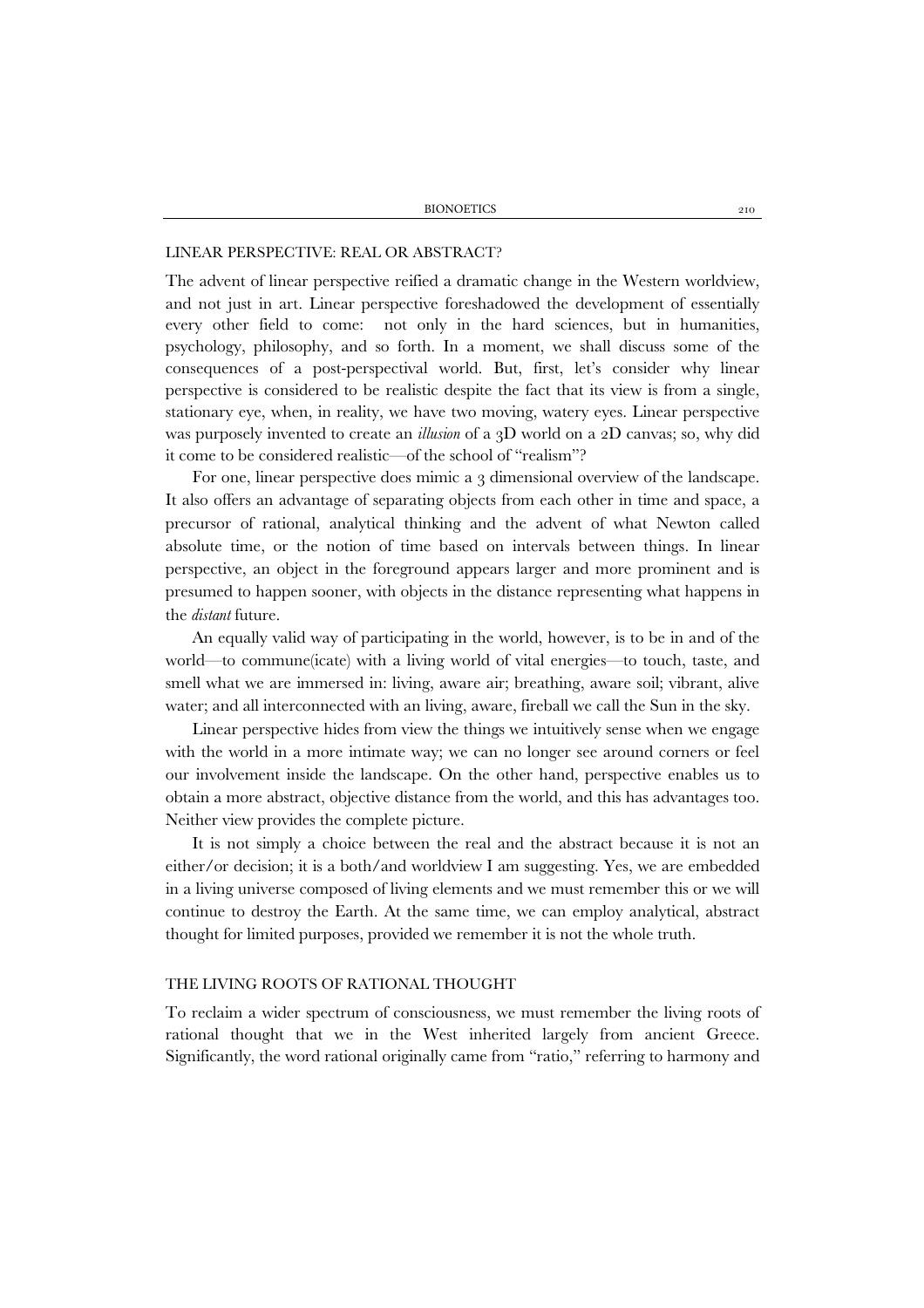## LINEAR PERSPECTIVE: REAL OR ABSTRACT?

The advent of linear perspective reified a dramatic change in the Western worldview, and not just in art. Linear perspective foreshadowed the development of essentially every other field to come: not only in the hard sciences, but in humanities, psychology, philosophy, and so forth. In a moment, we shall discuss some of the consequences of a post-perspectival world. But, first, let's consider why linear perspective is considered to be realistic despite the fact that its view is from a single, stationary eye, when, in reality, we have two moving, watery eyes. Linear perspective was purposely invented to create an *illusion* of a 3D world on a 2D canvas; so, why did it come to be considered realistic—of the school of "realism"?

For one, linear perspective does mimic a 3 dimensional overview of the landscape. It also offers an advantage of separating objects from each other in time and space, a precursor of rational, analytical thinking and the advent of what Newton called absolute time, or the notion of time based on intervals between things. In linear perspective, an object in the foreground appears larger and more prominent and is presumed to happen sooner, with objects in the distance representing what happens in the *distant* future.

An equally valid way of participating in the world, however, is to be in and of the world—to commune(icate) with a living world of vital energies—to touch, taste, and smell what we are immersed in: living, aware air; breathing, aware soil; vibrant, alive water; and all interconnected with an living, aware, fireball we call the Sun in the sky.

Linear perspective hides from view the things we intuitively sense when we engage with the world in a more intimate way; we can no longer see around corners or feel our involvement inside the landscape. On the other hand, perspective enables us to obtain a more abstract, objective distance from the world, and this has advantages too. Neither view provides the complete picture.

It is not simply a choice between the real and the abstract because it is not an either/or decision; it is a both/and worldview I am suggesting. Yes, we are embedded in a living universe composed of living elements and we must remember this or we will continue to destroy the Earth. At the same time, we can employ analytical, abstract thought for limited purposes, provided we remember it is not the whole truth.

## THE LIVING ROOTS OF RATIONAL THOUGHT

To reclaim a wider spectrum of consciousness, we must remember the living roots of rational thought that we in the West inherited largely from ancient Greece. Significantly, the word rational originally came from "ratio," referring to harmony and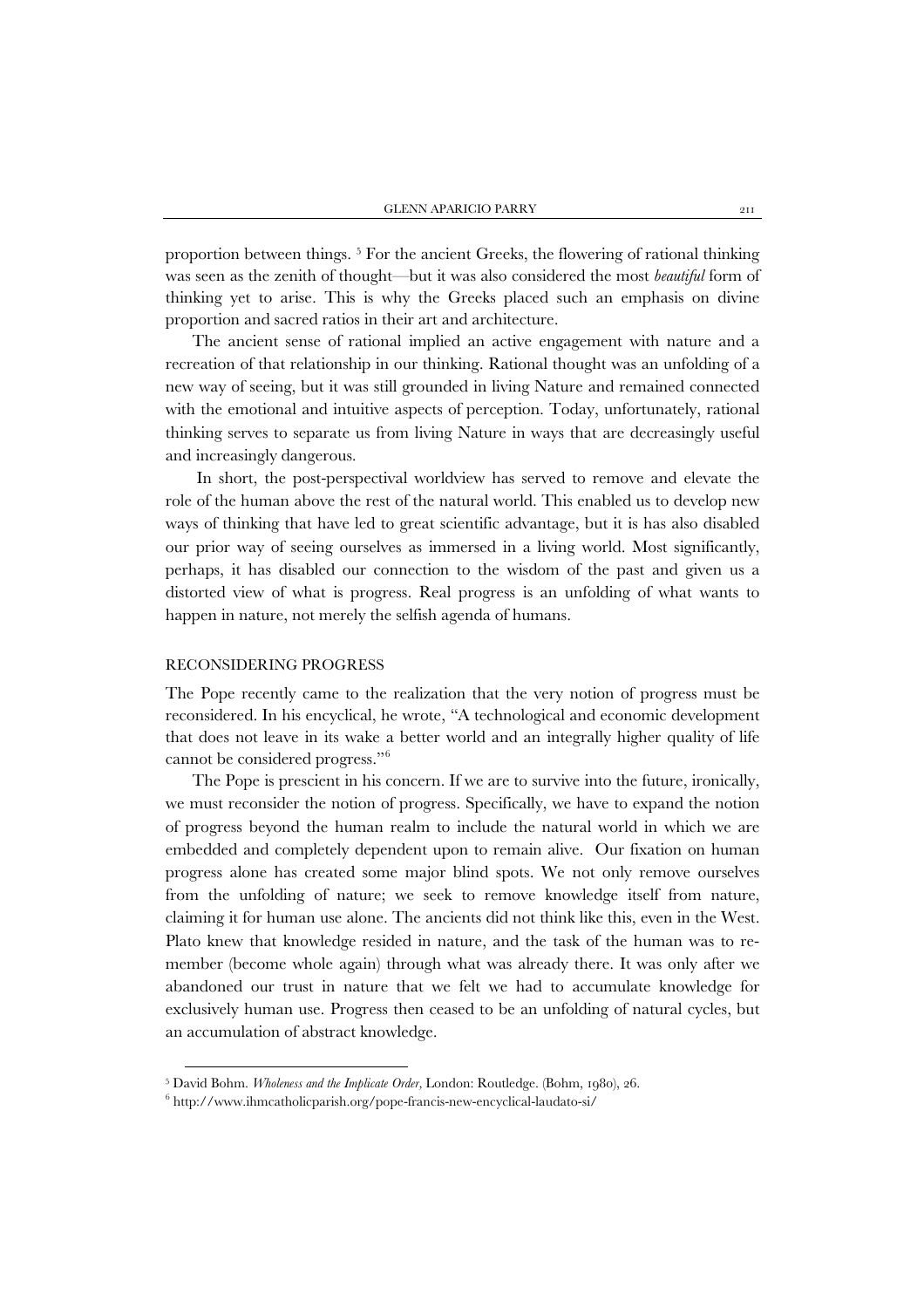proportion between things. [5] For the ancient Greeks, the flowering of rational thinking was seen as the zenith of thought—but it was also considered the most *beautiful* form of thinking yet to arise. This is why the Greeks placed such an emphasis on divine proportion and sacred ratios in their art and architecture.

The ancient sense of rational implied an active engagement with nature and a recreation of that relationship in our thinking. Rational thought was an unfolding of a new way of seeing, but it was still grounded in living Nature and remained connected with the emotional and intuitive aspects of perception. Today, unfortunately, rational thinking serves to separate us from living Nature in ways that are decreasingly useful and increasingly dangerous.

In short, the post-perspectival worldview has served to remove and elevate the role of the human above the rest of the natural world. This enabled us to develop new ways of thinking that have led to great scientific advantage, but it is has also disabled our prior way of seeing ourselves as immersed in a living world. Most significantly, perhaps, it has disabled our connection to the wisdom of the past and given us a distorted view of what is progress. Real progress is an unfolding of what wants to happen in nature, not merely the selfish agenda of humans.

## RECONSIDERING PROGRESS

The Pope recently came to the realization that the very notion of progress must be reconsidered. In his encyclical, he wrote, "A technological and economic development that does not leave in its wake a better world and an integrally higher quality of life cannot be considered progress."[6]

The Pope is prescient in his concern. If we are to survive into the future, ironically, we must reconsider the notion of progress. Specifically, we have to expand the notion of progress beyond the human realm to include the natural world in which we are embedded and completely dependent upon to remain alive. Our fixation on human progress alone has created some major blind spots. We not only remove ourselves from the unfolding of nature; we seek to remove knowledge itself from nature, claiming it for human use alone. The ancients did not think like this, even in the West. Plato knew that knowledge resided in nature, and the task of the human was to re-member (become whole again) through what was already there. It was only after we abandoned our trust in nature that we felt we had to accumulate knowledge for exclusively human use. Progress then ceased to be an unfolding of natural cycles, but an accumulation of abstract knowledge.

---

[5] David Bohm. *Wholeness and the Implicate Order,* London: Routledge. (Bohm, 1980), 26.

[6] http://www.ihmcatholicparish.org/pope-francis-new-encyclical-laudato-si/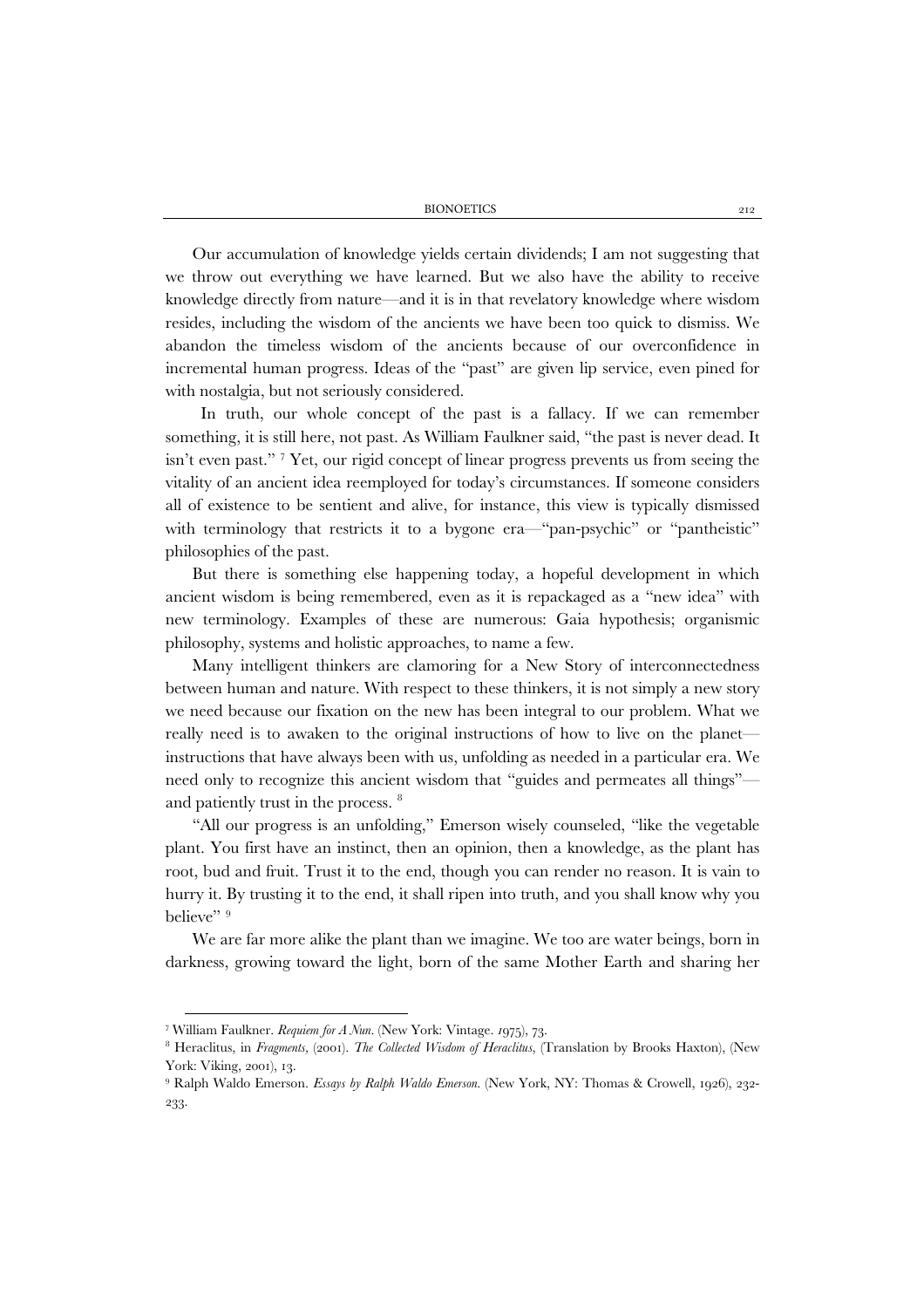Our accumulation of knowledge yields certain dividends; I am not suggesting that we throw out everything we have learned. But we also have the ability to receive knowledge directly from nature—and it is in that revelatory knowledge where wisdom resides, including the wisdom of the ancients we have been too quick to dismiss. We abandon the timeless wisdom of the ancients because of our overconfidence in incremental human progress. Ideas of the "past" are given lip service, even pined for with nostalgia, but not seriously considered.

In truth, our whole concept of the past is a fallacy. If we can remember something, it is still here, not past. As William Faulkner said, "the past is never dead. It isn't even past." [7] Yet, our rigid concept of linear progress prevents us from seeing the vitality of an ancient idea reemployed for today's circumstances. If someone considers all of existence to be sentient and alive, for instance, this view is typically dismissed with terminology that restricts it to a bygone era—"pan-psychic" or "pantheistic" philosophies of the past.

But there is something else happening today, a hopeful development in which ancient wisdom is being remembered, even as it is repackaged as a "new idea" with new terminology. Examples of these are numerous: Gaia hypothesis; organismic philosophy, systems and holistic approaches, to name a few.

Many intelligent thinkers are clamoring for a New Story of interconnectedness between human and nature. With respect to these thinkers, it is not simply a new story we need because our fixation on the new has been integral to our problem. What we really need is to awaken to the original instructions of how to live on the planet—instructions that have always been with us, unfolding as needed in a particular era. We need only to recognize this ancient wisdom that "guides and permeates all things"—and patiently trust in the process. [8]

"All our progress is an unfolding," Emerson wisely counseled, "like the vegetable plant. You first have an instinct, then an opinion, then a knowledge, as the plant has root, bud and fruit. Trust it to the end, though you can render no reason. It is vain to hurry it. By trusting it to the end, it shall ripen into truth, and you shall know why you believe" [9]

We are far more alike the plant than we imagine. We too are water beings, born in darkness, growing toward the light, born of the same Mother Earth and sharing her

---

[7] William Faulkner. *Requiem for A Nun*. (New York: Vintage. 1975), 73.

[8] Heraclitus, in *Fragments*, (2001). *The Collected Wisdom of Heraclitus*, (Translation by Brooks Haxton), (New York: Viking, 2001), 13.

[9] Ralph Waldo Emerson. *Essays by Ralph Waldo Emerson*. (New York, NY: Thomas & Crowell, 1926), 232-233.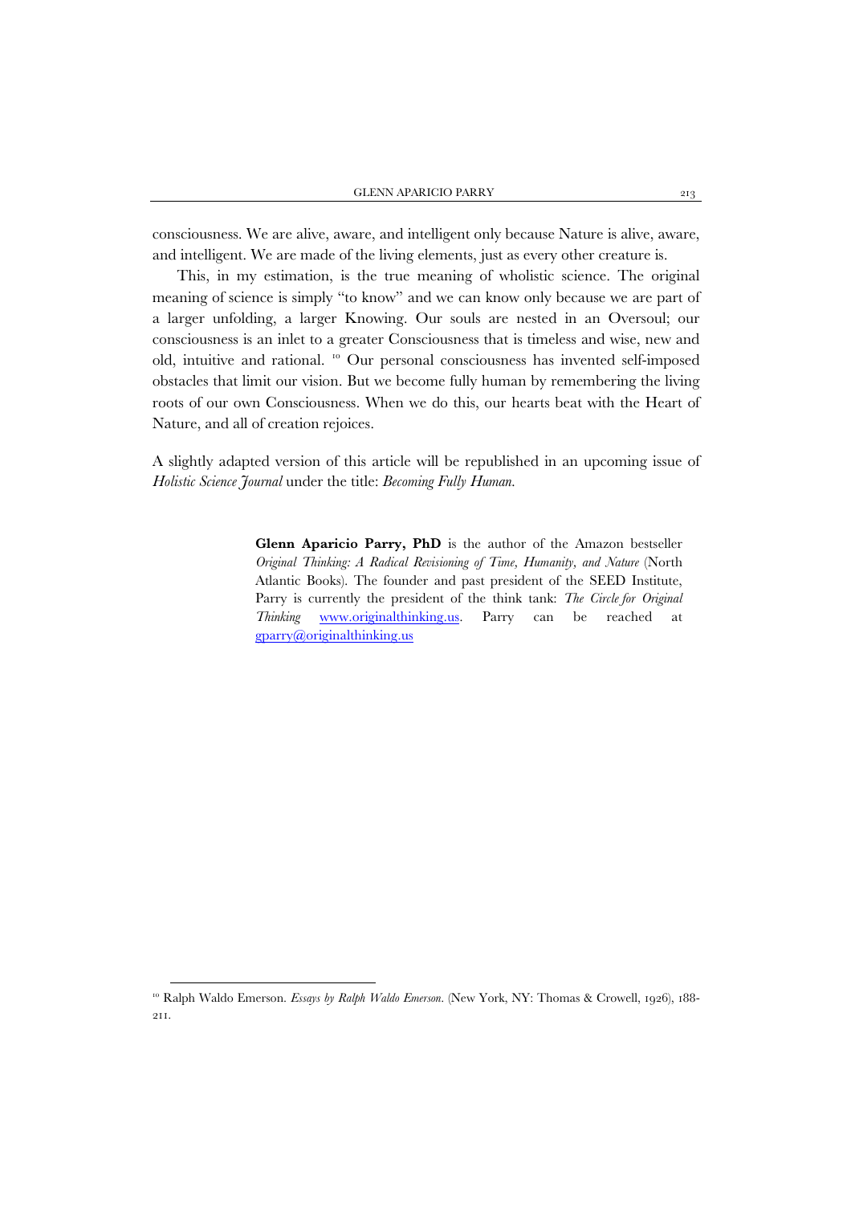consciousness. We are alive, aware, and intelligent only because Nature is alive, aware, and intelligent. We are made of the living elements, just as every other creature is.

This, in my estimation, is the true meaning of wholistic science. The original meaning of science is simply "to know" and we can know only because we are part of a larger unfolding, a larger Knowing. Our souls are nested in an Oversoul; our consciousness is an inlet to a greater Consciousness that is timeless and wise, new and old, intuitive and rational. [10] Our personal consciousness has invented self-imposed obstacles that limit our vision. But we become fully human by remembering the living roots of our own Consciousness. When we do this, our hearts beat with the Heart of Nature, and all of creation rejoices.

A slightly adapted version of this article will be republished in an upcoming issue of *Holistic Science Journal* under the title: *Becoming Fully Human.*

**Glenn Aparicio Parry, PhD** is the author of the Amazon bestseller *Original Thinking: A Radical Revisioning of Time, Humanity, and Nature* (North Atlantic Books). The founder and past president of the SEED Institute, Parry is currently the president of the think tank: *The Circle for Original Thinking* www.originalthinking.us. Parry can be reached at gparry@originalthinking.us

---

[10] Ralph Waldo Emerson. *Essays by Ralph Waldo Emerson.* (New York, NY: Thomas & Crowell, 1926), 188-211.